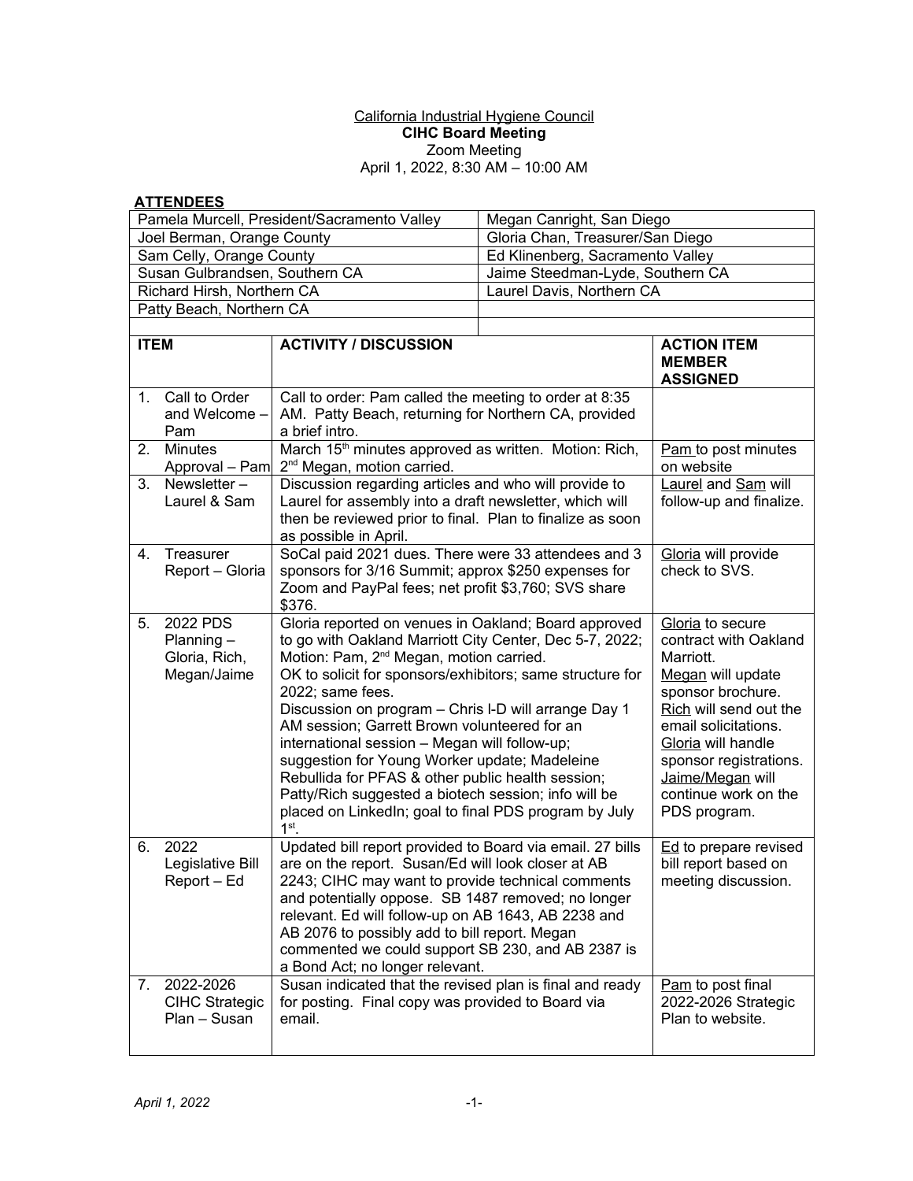California Industrial Hygiene Council

**CIHC Board Meeting**

Zoom Meeting

April 1, 2022, 8:30 AM – 10:00 AM

**ATTENDEES**

| | |
|---|---|
| Pamela Murcell, President/Sacramento Valley | Megan Canright, San Diego |
| Joel Berman, Orange County | Gloria Chan, Treasurer/San Diego |
| Sam Celly, Orange County | Ed Klinenberg, Sacramento Valley |
| Susan Gulbrandsen, Southern CA | Jaime Steedman-Lyde, Southern CA |
| Richard Hirsh, Northern CA | Laurel Davis, Northern CA |
| Patty Beach, Northern CA | |

| ITEM | ACTIVITY / DISCUSSION | ACTION ITEM MEMBER ASSIGNED |
|---|---|---|
| 1. Call to Order and Welcome – Pam | Call to order: Pam called the meeting to order at 8:35 AM. Patty Beach, returning for Northern CA, provided a brief intro. | |
| 2. Minutes Approval – Pam | March 15th minutes approved as written. Motion: Rich, 2nd Megan, motion carried. | Pam to post minutes on website |
| 3. Newsletter – Laurel & Sam | Discussion regarding articles and who will provide to Laurel for assembly into a draft newsletter, which will then be reviewed prior to final. Plan to finalize as soon as possible in April. | Laurel and Sam will follow-up and finalize. |
| 4. Treasurer Report – Gloria | SoCal paid 2021 dues. There were 33 attendees and 3 sponsors for 3/16 Summit; approx $250 expenses for Zoom and PayPal fees; net profit $3,760; SVS share $376. | Gloria will provide check to SVS. |
| 5. 2022 PDS Planning – Gloria, Rich, Megan/Jaime | Gloria reported on venues in Oakland; Board approved to go with Oakland Marriott City Center, Dec 5-7, 2022; Motion: Pam, 2nd Megan, motion carried.<br>OK to solicit for sponsors/exhibitors; same structure for 2022; same fees.<br>Discussion on program – Chris I-D will arrange Day 1 AM session; Garrett Brown volunteered for an international session – Megan will follow-up; suggestion for Young Worker update; Madeleine Rebullida for PFAS & other public health session; Patty/Rich suggested a biotech session; info will be placed on LinkedIn; goal to final PDS program by July 1st. | Gloria to secure contract with Oakland Marriott.<br>Megan will update sponsor brochure.<br>Rich will send out the email solicitations.<br>Gloria will handle sponsor registrations.<br>Jaime/Megan will continue work on the PDS program. |
| 6. 2022 Legislative Bill Report – Ed | Updated bill report provided to Board via email. 27 bills are on the report. Susan/Ed will look closer at AB 2243; CIHC may want to provide technical comments and potentially oppose. SB 1487 removed; no longer relevant. Ed will follow-up on AB 1643, AB 2238 and AB 2076 to possibly add to bill report. Megan commented we could support SB 230, and AB 2387 is a Bond Act; no longer relevant. | Ed to prepare revised bill report based on meeting discussion. |
| 7. 2022-2026 CIHC Strategic Plan – Susan | Susan indicated that the revised plan is final and ready for posting. Final copy was provided to Board via email. | Pam to post final 2022-2026 Strategic Plan to website. |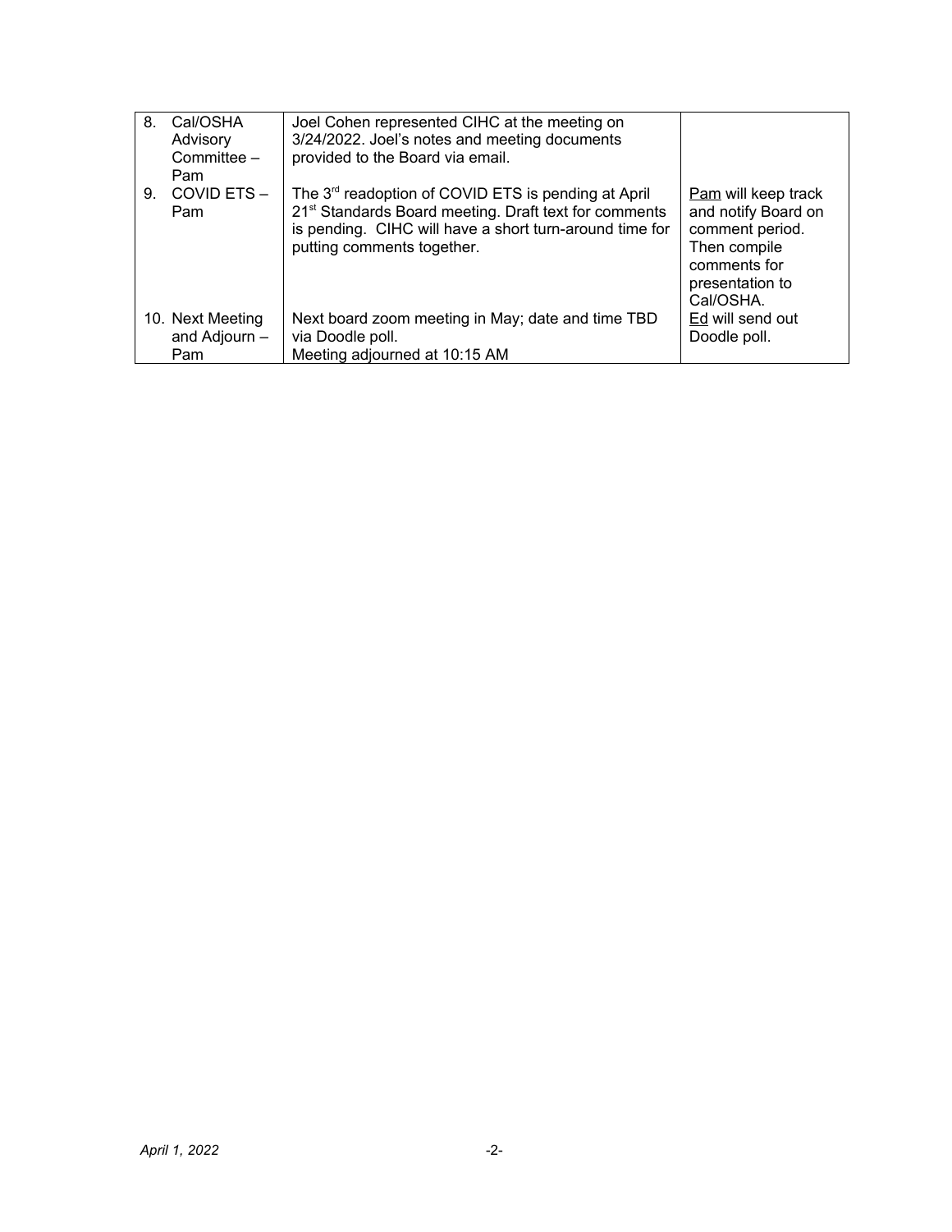| | | |
|---|---|---|
| 8. Cal/OSHA Advisory Committee – Pam | Joel Cohen represented CIHC at the meeting on 3/24/2022. Joel's notes and meeting documents provided to the Board via email. | |
| 9. COVID ETS – Pam | The 3rd readoption of COVID ETS is pending at April 21st Standards Board meeting. Draft text for comments is pending. CIHC will have a short turn-around time for putting comments together. | Pam will keep track and notify Board on comment period. Then compile comments for presentation to Cal/OSHA. |
| 10. Next Meeting and Adjourn – Pam | Next board zoom meeting in May; date and time TBD via Doodle poll.<br>Meeting adjourned at 10:15 AM | Ed will send out Doodle poll. |

*April 1, 2022*